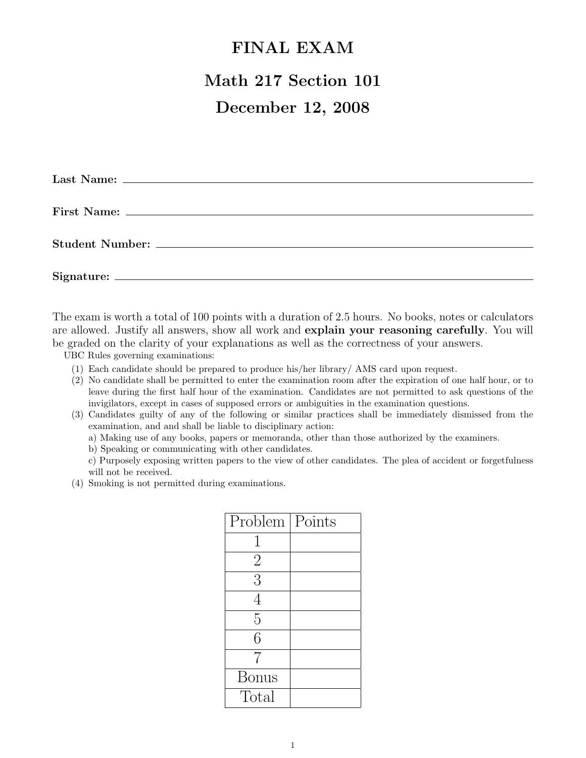# FINAL EXAM

## Math 217 Section 101

## December 12, 2008

**Last Name:** ______________________________

**First Name:** ______________________________

**Student Number:** ______________________________

**Signature:** ______________________________

The exam is worth a total of 100 points with a duration of 2.5 hours. No books, notes or calculators are allowed. Justify all answers, show all work and **explain your reasoning carefully**. You will be graded on the clarity of your explanations as well as the correctness of your answers.

UBC Rules governing examinations:

(1) Each candidate should be prepared to produce his/her library/ AMS card upon request.

(2) No candidate shall be permitted to enter the examination room after the expiration of one half hour, or to leave during the first half hour of the examination. Candidates are not permitted to ask questions of the invigilators, except in cases of supposed errors or ambiguities in the examination questions.

(3) Candidates guilty of any of the following or similar practices shall be immediately dismissed from the examination, and and shall be liable to disciplinary action:

a) Making use of any books, papers or memoranda, other than those authorized by the examiners.

b) Speaking or communicating with other candidates.

c) Purposely exposing written papers to the view of other candidates. The plea of accident or forgetfulness will not be received.

(4) Smoking is not permitted during examinations.

| Problem | Points |
| --- | --- |
| 1 | |
| 2 | |
| 3 | |
| 4 | |
| 5 | |
| 6 | |
| 7 | |
| Bonus | |
| Total | |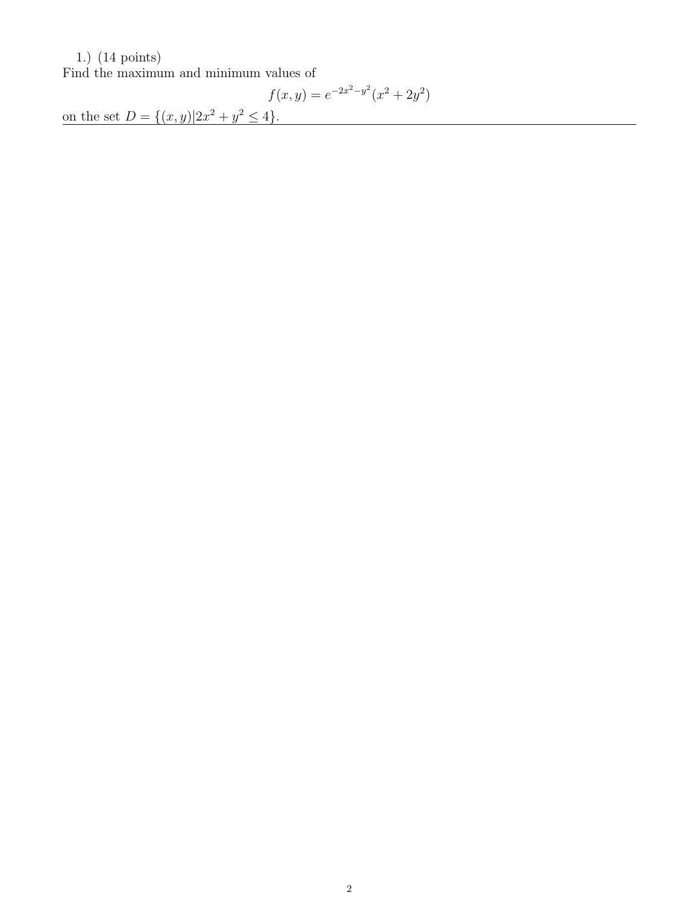1.) (14 points)

Find the maximum and minimum values of

$$f(x, y) = e^{-2x^2-y^2}(x^2 + 2y^2)$$

on the set $D = \{(x, y)|2x^2 + y^2 \leq 4\}$.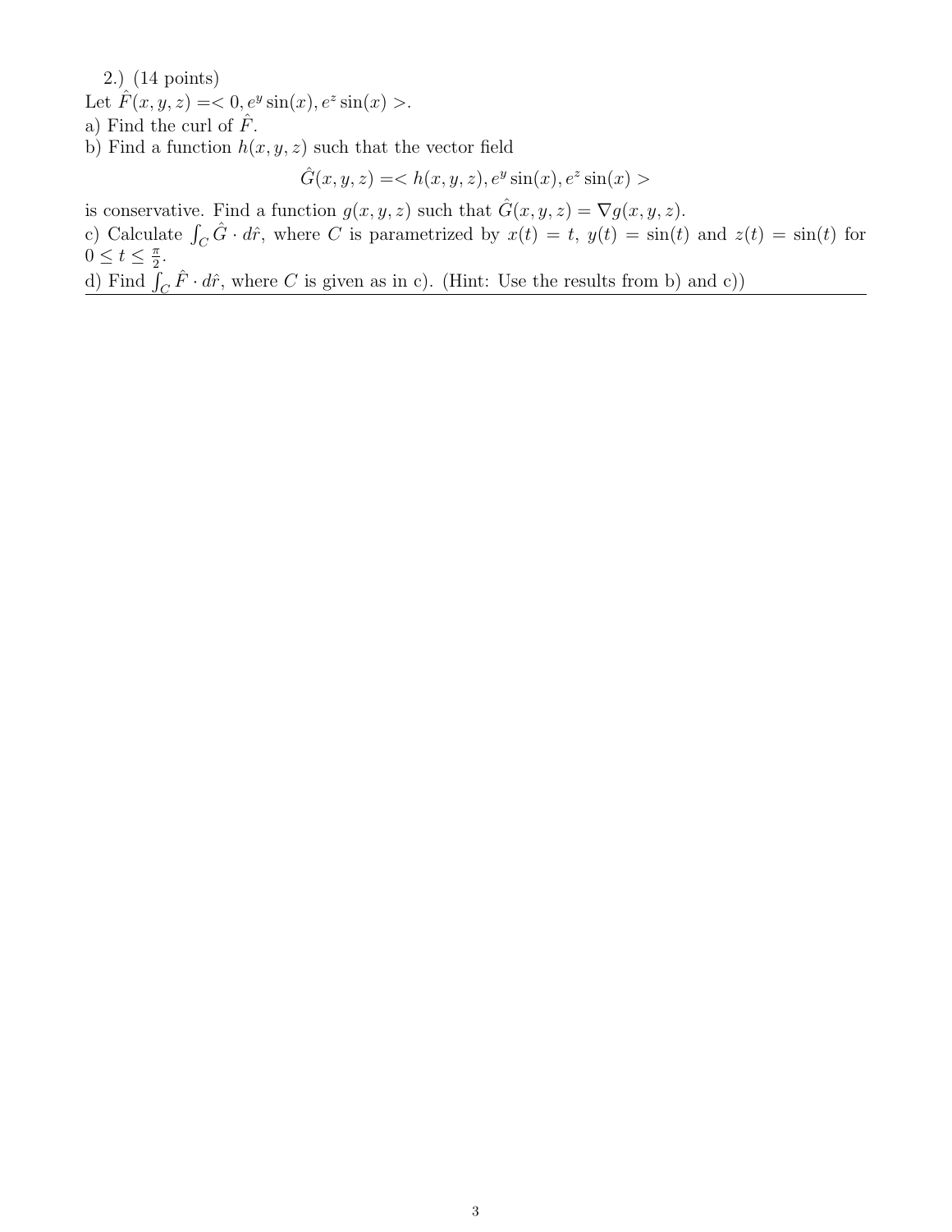2.) (14 points)

Let $\hat{F}(x, y, z) =< 0, e^y \sin(x), e^z \sin(x) >$.

a) Find the curl of $\hat{F}$.

b) Find a function $h(x, y, z)$ such that the vector field

$$\hat{G}(x, y, z) =< h(x, y, z), e^y \sin(x), e^z \sin(x) >$$

is conservative. Find a function $g(x, y, z)$ such that $\hat{G}(x, y, z) = \nabla g(x, y, z)$.

c) Calculate $\int_C \hat{G} \cdot d\hat{r}$, where $C$ is parametrized by $x(t) = t$, $y(t) = \sin(t)$ and $z(t) = \sin(t)$ for $0 \leq t \leq \frac{\pi}{2}$.

d) Find $\int_C \hat{F} \cdot d\hat{r}$, where $C$ is given as in c). (Hint: Use the results from b) and c))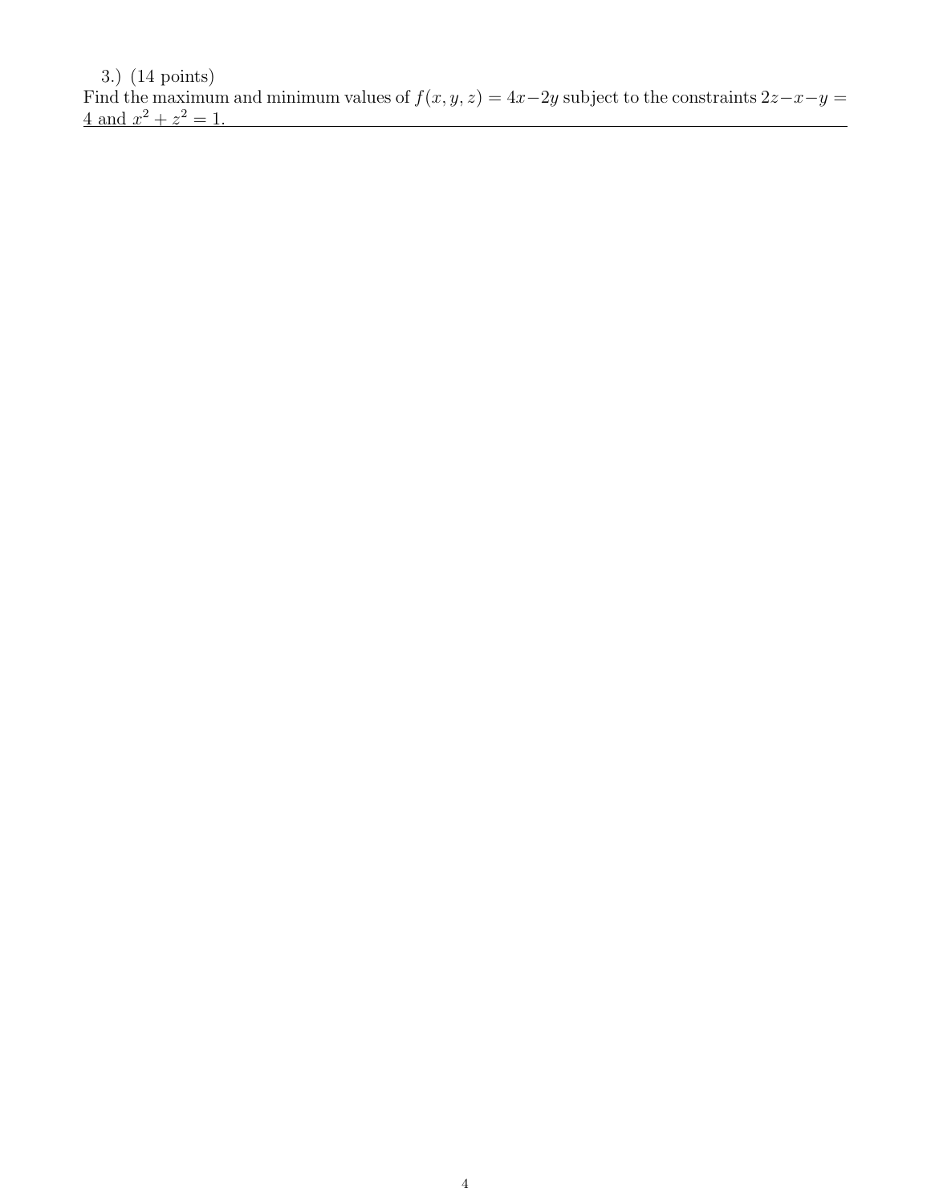3.) (14 points)

Find the maximum and minimum values of $f(x, y, z) = 4x - 2y$ subject to the constraints $2z - x - y = 4$ and $x^2 + z^2 = 1$.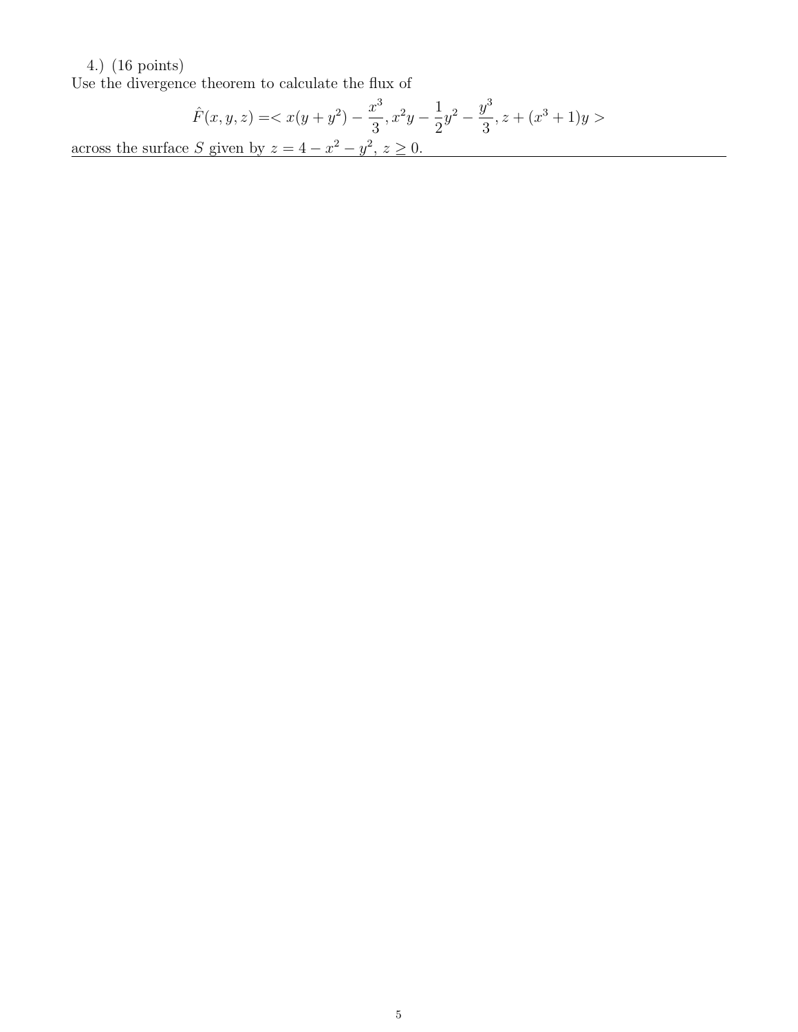4.) (16 points)
Use the divergence theorem to calculate the flux of

$$\hat{F}(x, y, z) = < x(y + y^2) - \frac{x^3}{3}, x^2y - \frac{1}{2}y^2 - \frac{y^3}{3}, z + (x^3 + 1)y >$$

across the surface $S$ given by $z = 4 - x^2 - y^2$, $z \geq 0$.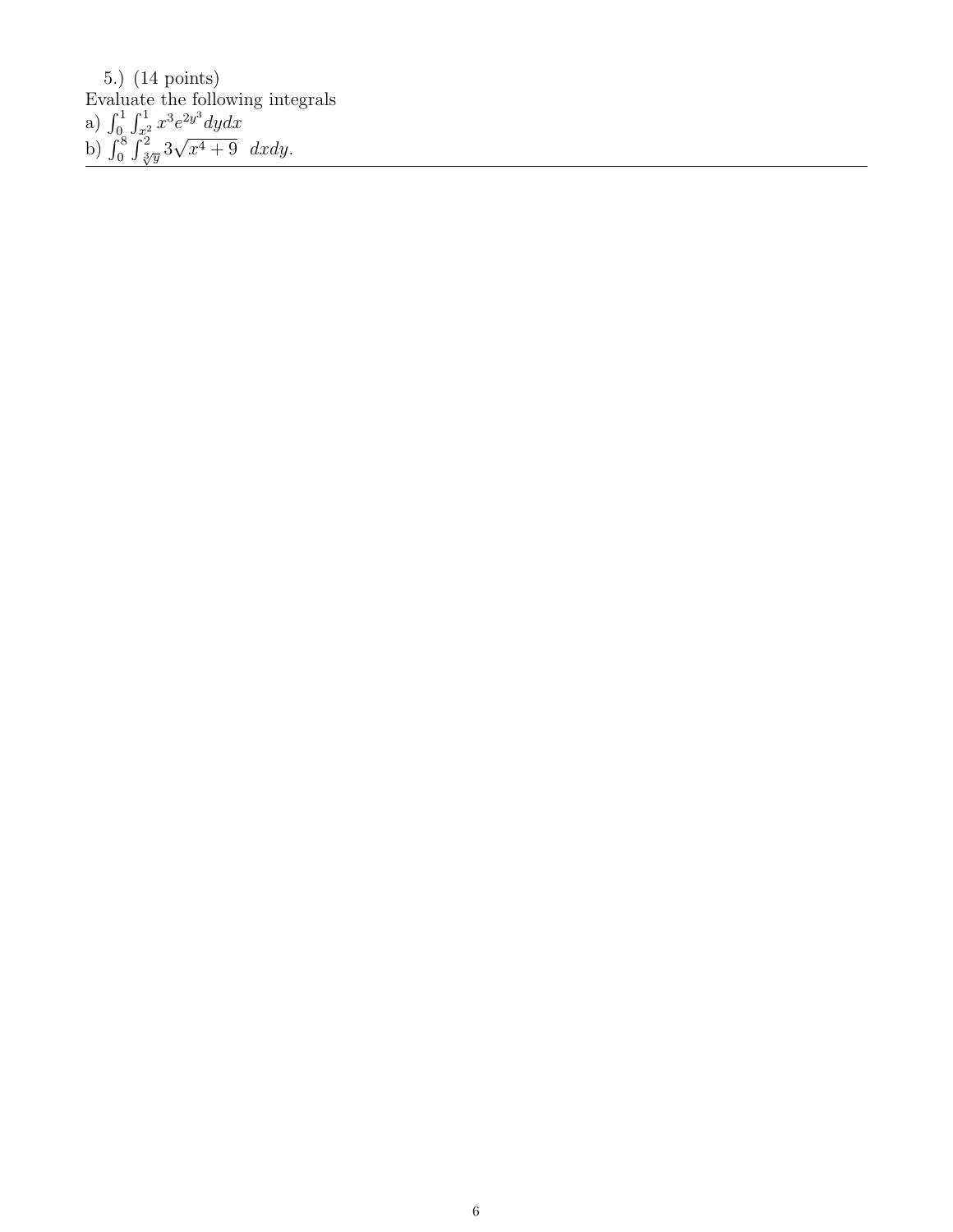5.) (14 points)

Evaluate the following integrals

a) $\int_0^1 \int_{x^2}^1 x^3 e^{2y^3} dydx$

b) $\int_0^8 \int_{\sqrt[3]{y}}^2 3\sqrt{x^4+9} \;\; dxdy.$

---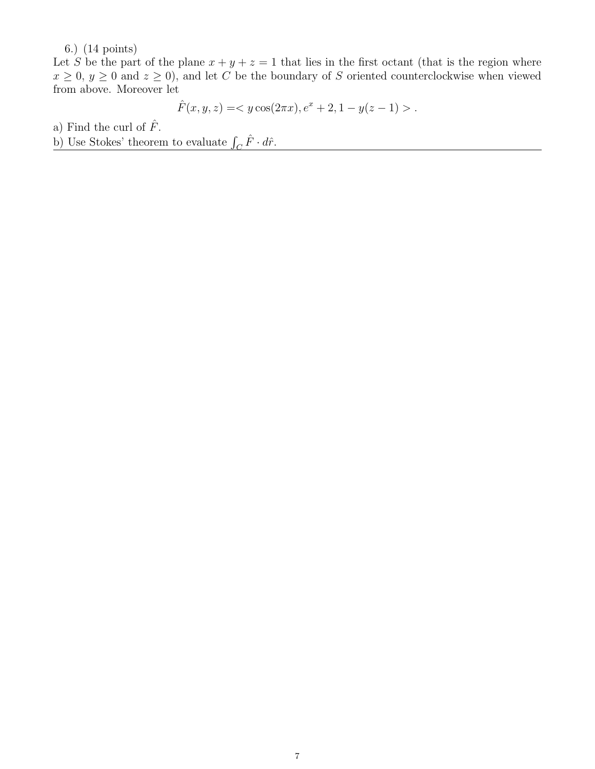6.) (14 points)

Let $S$ be the part of the plane $x + y + z = 1$ that lies in the first octant (that is the region where $x \geq 0$, $y \geq 0$ and $z \geq 0$), and let $C$ be the boundary of $S$ oriented counterclockwise when viewed from above. Moreover let

$$\hat{F}(x, y, z) = < y\cos(2\pi x), e^x + 2, 1 - y(z - 1) > .$$

a) Find the curl of $\hat{F}$.

b) Use Stokes' theorem to evaluate $\int_C \hat{F} \cdot d\hat{r}$.

---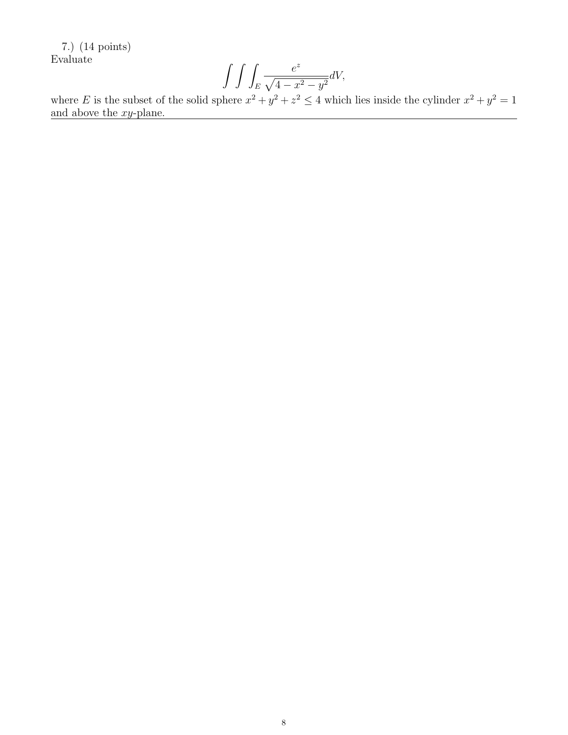7.) (14 points)
Evaluate

$$\int\int\int_E \frac{e^z}{\sqrt{4-x^2-y^2}}dV,$$

where $E$ is the subset of the solid sphere $x^2+y^2+z^2 \leq 4$ which lies inside the cylinder $x^2+y^2=1$ and above the $xy$-plane.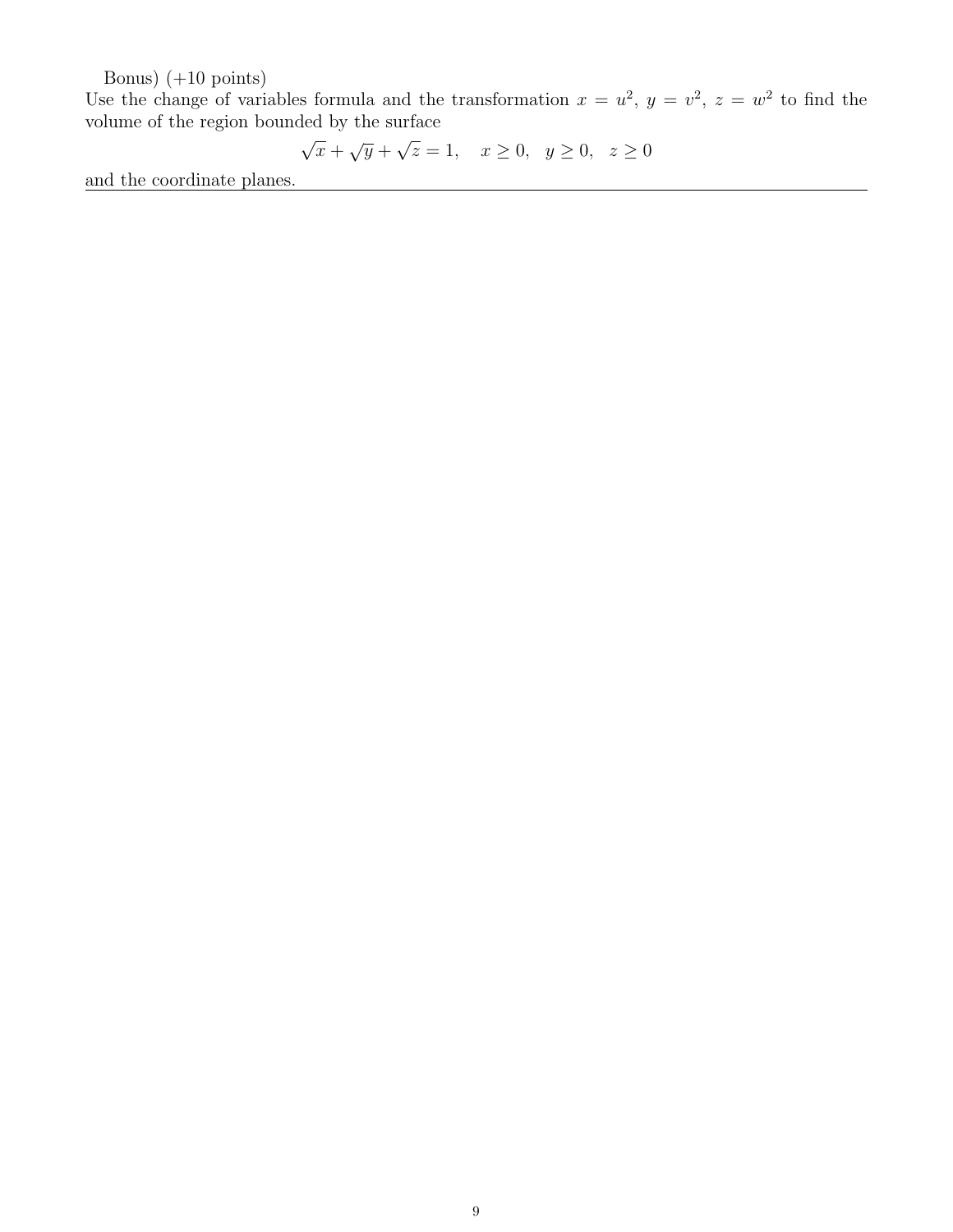Bonus) (+10 points)

Use the change of variables formula and the transformation $x = u^2$, $y = v^2$, $z = w^2$ to find the volume of the region bounded by the surface

$$\sqrt{x} + \sqrt{y} + \sqrt{z} = 1, \quad x \geq 0, \quad y \geq 0, \quad z \geq 0$$

and the coordinate planes.

---